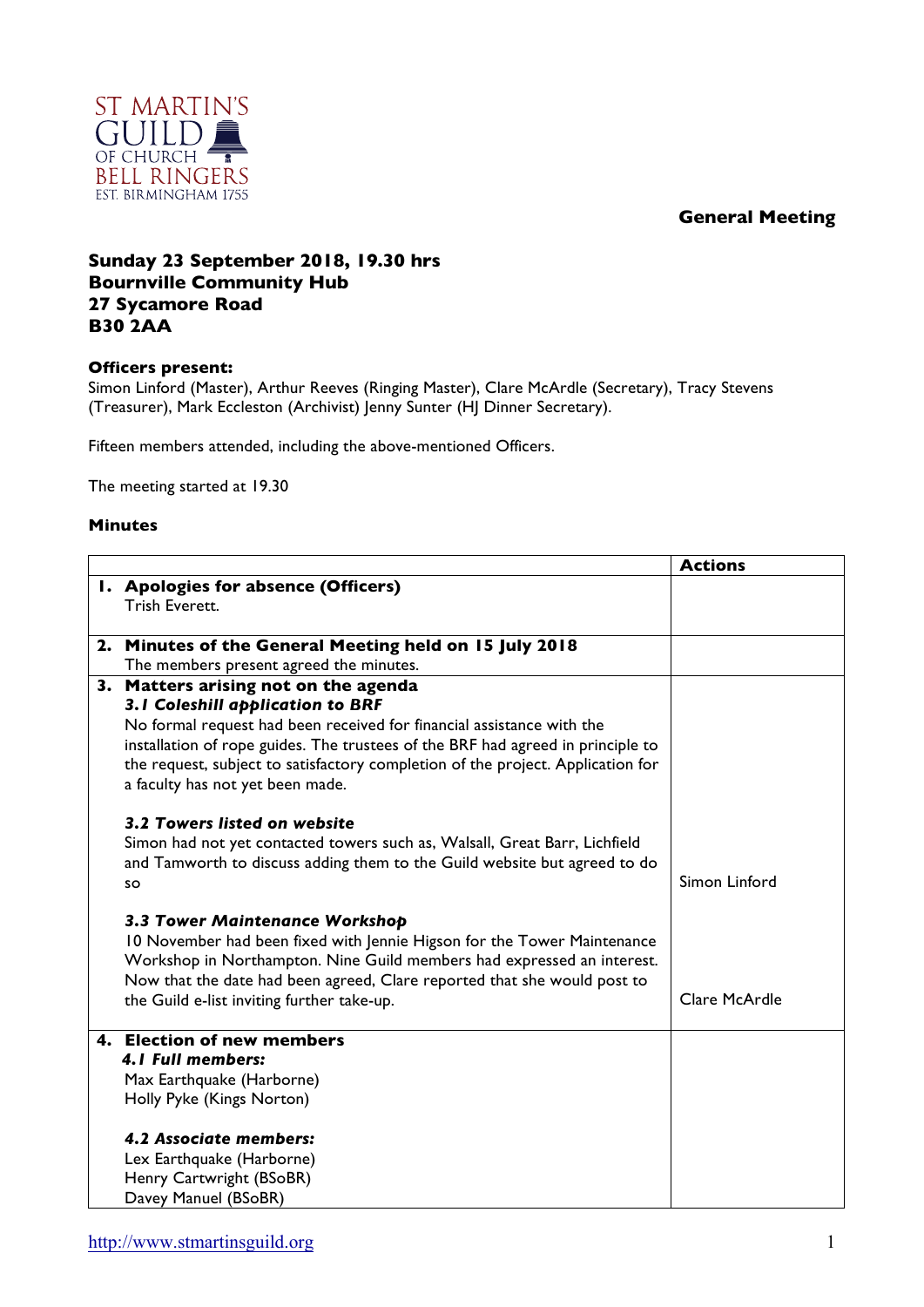ST MARTIN'S GUILD OF CHURCH BELL RINGERS
EST. BIRMINGHAM 1755

**General Meeting**

**Sunday 23 September 2018, 19.30 hrs**
**Bournville Community Hub**
**27 Sycamore Road**
**B30 2AA**

**Officers present:**
Simon Linford (Master), Arthur Reeves (Ringing Master), Clare McArdle (Secretary), Tracy Stevens (Treasurer), Mark Eccleston (Archivist) Jenny Sunter (HJ Dinner Secretary).

Fifteen members attended, including the above-mentioned Officers.

The meeting started at 19.30

**Minutes**

| | Actions |
|---|---|
| **1. Apologies for absence (Officers)**<br>Trish Everett. | |
| **2. Minutes of the General Meeting held on 15 July 2018**<br>The members present agreed the minutes. | |
| **3. Matters arising not on the agenda**<br>***3.1 Coleshill application to BRF***<br>No formal request had been received for financial assistance with the installation of rope guides. The trustees of the BRF had agreed in principle to the request, subject to satisfactory completion of the project. Application for a faculty has not yet been made.<br><br>***3.2 Towers listed on website***<br>Simon had not yet contacted towers such as, Walsall, Great Barr, Lichfield and Tamworth to discuss adding them to the Guild website but agreed to do so<br><br>***3.3 Tower Maintenance Workshop***<br>10 November had been fixed with Jennie Higson for the Tower Maintenance Workshop in Northampton. Nine Guild members had expressed an interest. Now that the date had been agreed, Clare reported that she would post to the Guild e-list inviting further take-up. | <br><br><br><br><br><br><br>Simon Linford<br><br><br><br><br>Clare McArdle |
| **4. Election of new members**<br>***4.1 Full members:***<br>Max Earthquake (Harborne)<br>Holly Pyke (Kings Norton)<br><br>***4.2 Associate members:***<br>Lex Earthquake (Harborne)<br>Henry Cartwright (BSoBR)<br>Davey Manuel (BSoBR) | |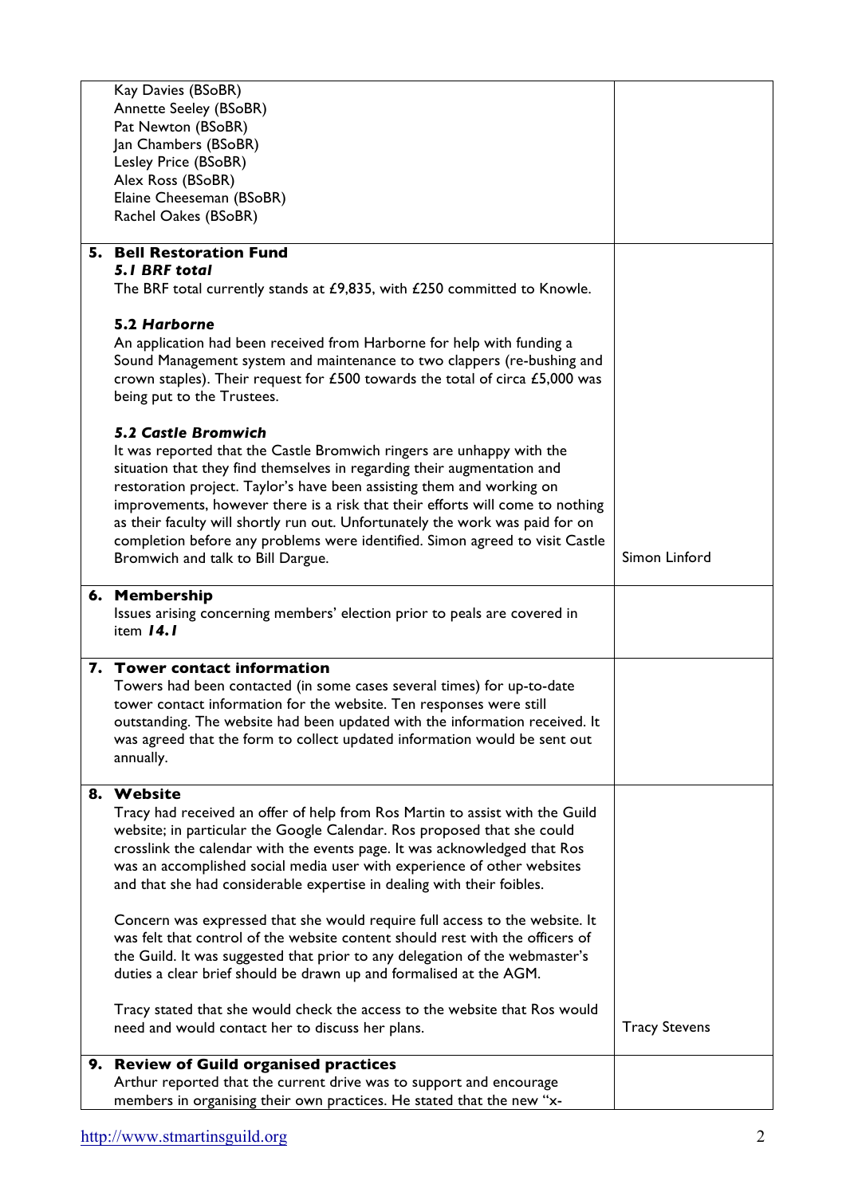| | |
|---|---|
| Kay Davies (BSoBR)<br>Annette Seeley (BSoBR)<br>Pat Newton (BSoBR)<br>Jan Chambers (BSoBR)<br>Lesley Price (BSoBR)<br>Alex Ross (BSoBR)<br>Elaine Cheeseman (BSoBR)<br>Rachel Oakes (BSoBR) | |
| **5. Bell Restoration Fund**<br>***5.1 BRF total***<br>The BRF total currently stands at £9,835, with £250 committed to Knowle.<br><br>**5.2 *Harborne***<br>An application had been received from Harborne for help with funding a Sound Management system and maintenance to two clappers (re-bushing and crown staples). Their request for £500 towards the total of circa £5,000 was being put to the Trustees.<br><br>***5.2 Castle Bromwich***<br>It was reported that the Castle Bromwich ringers are unhappy with the situation that they find themselves in regarding their augmentation and restoration project. Taylor's have been assisting them and working on improvements, however there is a risk that their efforts will come to nothing as their faculty will shortly run out. Unfortunately the work was paid for on completion before any problems were identified. Simon agreed to visit Castle Bromwich and talk to Bill Dargue. | Simon Linford |
| **6. Membership**<br>Issues arising concerning members' election prior to peals are covered in item ***14.1*** | |
| **7. Tower contact information**<br>Towers had been contacted (in some cases several times) for up-to-date tower contact information for the website. Ten responses were still outstanding. The website had been updated with the information received. It was agreed that the form to collect updated information would be sent out annually. | |
| **8. Website**<br>Tracy had received an offer of help from Ros Martin to assist with the Guild website; in particular the Google Calendar. Ros proposed that she could crosslink the calendar with the events page. It was acknowledged that Ros was an accomplished social media user with experience of other websites and that she had considerable expertise in dealing with their foibles.<br><br>Concern was expressed that she would require full access to the website. It was felt that control of the website content should rest with the officers of the Guild. It was suggested that prior to any delegation of the webmaster's duties a clear brief should be drawn up and formalised at the AGM.<br><br>Tracy stated that she would check the access to the website that Ros would need and would contact her to discuss her plans. | Tracy Stevens |
| **9. Review of Guild organised practices**<br>Arthur reported that the current drive was to support and encourage members in organising their own practices. He stated that the new "x- | |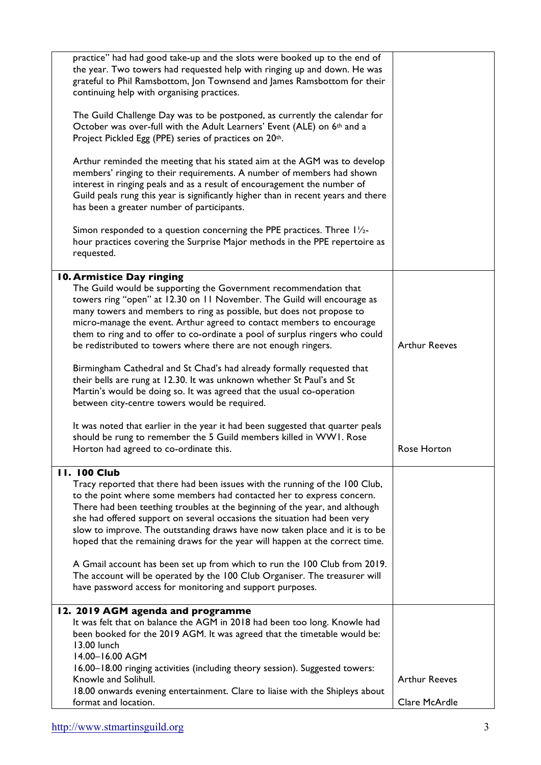| | |
|---|---|
| practice" had had good take-up and the slots were booked up to the end of the year. Two towers had requested help with ringing up and down. He was grateful to Phil Ramsbottom, Jon Townsend and James Ramsbottom for their continuing help with organising practices.<br><br>The Guild Challenge Day was to be postponed, as currently the calendar for October was over-full with the Adult Learners' Event (ALE) on 6th and a Project Pickled Egg (PPE) series of practices on 20th.<br><br>Arthur reminded the meeting that his stated aim at the AGM was to develop members' ringing to their requirements. A number of members had shown interest in ringing peals and as a result of encouragement the number of Guild peals rung this year is significantly higher than in recent years and there has been a greater number of participants.<br><br>Simon responded to a question concerning the PPE practices. Three 1½-hour practices covering the Surprise Major methods in the PPE repertoire as requested. | |
| **10. Armistice Day ringing**<br>The Guild would be supporting the Government recommendation that towers ring "open" at 12.30 on 11 November. The Guild will encourage as many towers and members to ring as possible, but does not propose to micro-manage the event. Arthur agreed to contact members to encourage them to ring and to offer to co-ordinate a pool of surplus ringers who could be redistributed to towers where there are not enough ringers.<br><br>Birmingham Cathedral and St Chad's had already formally requested that their bells are rung at 12.30. It was unknown whether St Paul's and St Martin's would be doing so. It was agreed that the usual co-operation between city-centre towers would be required.<br><br>It was noted that earlier in the year it had been suggested that quarter peals should be rung to remember the 5 Guild members killed in WW1. Rose Horton had agreed to co-ordinate this. | Arthur Reeves<br><br><br><br><br><br>Rose Horton |
| **11. 100 Club**<br>Tracy reported that there had been issues with the running of the 100 Club, to the point where some members had contacted her to express concern. There had been teething troubles at the beginning of the year, and although she had offered support on several occasions the situation had been very slow to improve. The outstanding draws have now taken place and it is to be hoped that the remaining draws for the year will happen at the correct time.<br><br>A Gmail account has been set up from which to run the 100 Club from 2019. The account will be operated by the 100 Club Organiser. The treasurer will have password access for monitoring and support purposes. | |
| **12. 2019 AGM agenda and programme**<br>It was felt that on balance the AGM in 2018 had been too long. Knowle had been booked for the 2019 AGM. It was agreed that the timetable would be:<br>13.00 lunch<br>14.00–16.00 AGM<br>16.00–18.00 ringing activities (including theory session). Suggested towers: Knowle and Solihull.<br>18.00 onwards evening entertainment. Clare to liaise with the Shipleys about format and location. | Arthur Reeves<br><br>Clare McArdle |

http://www.stmartinsguild.org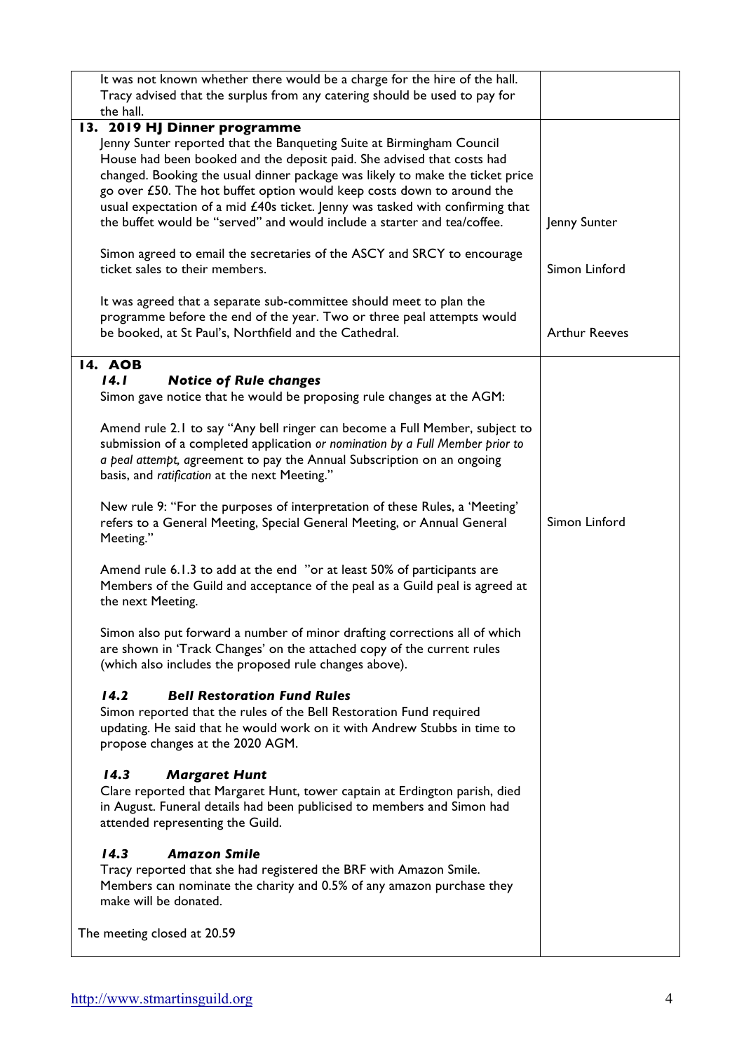| | |
|---|---|
| It was not known whether there would be a charge for the hire of the hall. Tracy advised that the surplus from any catering should be used to pay for the hall. | |
| **13. 2019 HJ Dinner programme**<br>Jenny Sunter reported that the Banqueting Suite at Birmingham Council House had been booked and the deposit paid. She advised that costs had changed. Booking the usual dinner package was likely to make the ticket price go over £50. The hot buffet option would keep costs down to around the usual expectation of a mid £40s ticket. Jenny was tasked with confirming that the buffet would be "served" and would include a starter and tea/coffee.<br><br>Simon agreed to email the secretaries of the ASCY and SRCY to encourage ticket sales to their members.<br><br>It was agreed that a separate sub-committee should meet to plan the programme before the end of the year. Two or three peal attempts would be booked, at St Paul's, Northfield and the Cathedral. | Jenny Sunter<br><br>Simon Linford<br><br>Arthur Reeves |
| **14. AOB**<br>***14.1 Notice of Rule changes***<br>Simon gave notice that he would be proposing rule changes at the AGM:<br><br>Amend rule 2.1 to say "Any bell ringer can become a Full Member, subject to submission of a completed application *or nomination by a Full Member prior to a peal attempt, a*greement to pay the Annual Subscription on an ongoing basis, and *ratification* at the next Meeting."<br><br>New rule 9: "For the purposes of interpretation of these Rules, a 'Meeting' refers to a General Meeting, Special General Meeting, or Annual General Meeting."<br><br>Amend rule 6.1.3 to add at the end "or at least 50% of participants are Members of the Guild and acceptance of the peal as a Guild peal is agreed at the next Meeting.<br><br>Simon also put forward a number of minor drafting corrections all of which are shown in 'Track Changes' on the attached copy of the current rules (which also includes the proposed rule changes above).<br><br>***14.2 Bell Restoration Fund Rules***<br>Simon reported that the rules of the Bell Restoration Fund required updating. He said that he would work on it with Andrew Stubbs in time to propose changes at the 2020 AGM.<br><br>***14.3 Margaret Hunt***<br>Clare reported that Margaret Hunt, tower captain at Erdington parish, died in August. Funeral details had been publicised to members and Simon had attended representing the Guild.<br><br>***14.3 Amazon Smile***<br>Tracy reported that she had registered the BRF with Amazon Smile. Members can nominate the charity and 0.5% of any amazon purchase they make will be donated.<br><br>The meeting closed at 20.59 | Simon Linford |

http://www.stmartinsguild.org